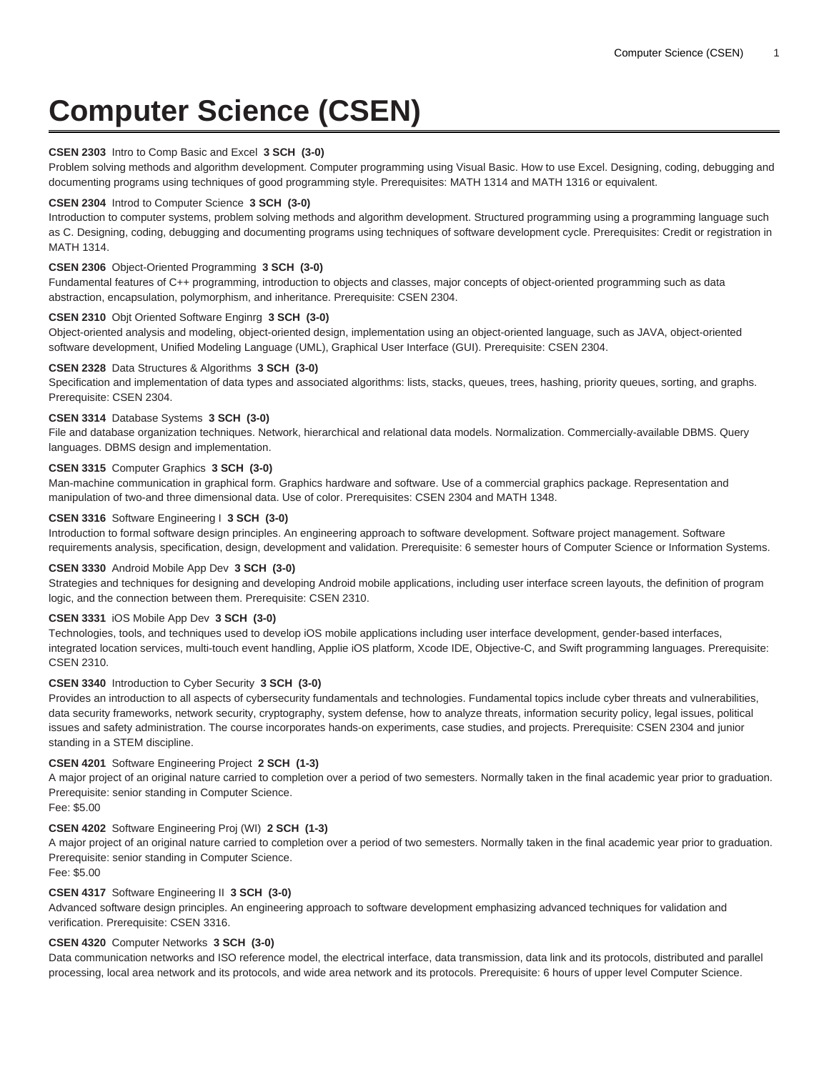# Computer Science (CSEN)

**CSEN 2303** Intro to Comp Basic and Excel **3 SCH (3-0)**

Problem solving methods and algorithm development. Computer programming using Visual Basic. How to use Excel. Designing, coding, debugging and documenting programs using techniques of good programming style. Prerequisites: MATH 1314 and MATH 1316 or equivalent.

**CSEN 2304** Introd to Computer Science **3 SCH (3-0)**

Introduction to computer systems, problem solving methods and algorithm development. Structured programming using a programming language such as C. Designing, coding, debugging and documenting programs using techniques of software development cycle. Prerequisites: Credit or registration in MATH 1314.

**CSEN 2306** Object-Oriented Programming **3 SCH (3-0)**

Fundamental features of C++ programming, introduction to objects and classes, major concepts of object-oriented programming such as data abstraction, encapsulation, polymorphism, and inheritance. Prerequisite: CSEN 2304.

**CSEN 2310** Objt Oriented Software Enginrg **3 SCH (3-0)**

Object-oriented analysis and modeling, object-oriented design, implementation using an object-oriented language, such as JAVA, object-oriented software development, Unified Modeling Language (UML), Graphical User Interface (GUI). Prerequisite: CSEN 2304.

**CSEN 2328** Data Structures & Algorithms **3 SCH (3-0)**

Specification and implementation of data types and associated algorithms: lists, stacks, queues, trees, hashing, priority queues, sorting, and graphs. Prerequisite: CSEN 2304.

**CSEN 3314** Database Systems **3 SCH (3-0)**

File and database organization techniques. Network, hierarchical and relational data models. Normalization. Commercially-available DBMS. Query languages. DBMS design and implementation.

**CSEN 3315** Computer Graphics **3 SCH (3-0)**

Man-machine communication in graphical form. Graphics hardware and software. Use of a commercial graphics package. Representation and manipulation of two-and three dimensional data. Use of color. Prerequisites: CSEN 2304 and MATH 1348.

**CSEN 3316** Software Engineering I **3 SCH (3-0)**

Introduction to formal software design principles. An engineering approach to software development. Software project management. Software requirements analysis, specification, design, development and validation. Prerequisite: 6 semester hours of Computer Science or Information Systems.

**CSEN 3330** Android Mobile App Dev **3 SCH (3-0)**

Strategies and techniques for designing and developing Android mobile applications, including user interface screen layouts, the definition of program logic, and the connection between them. Prerequisite: CSEN 2310.

**CSEN 3331** iOS Mobile App Dev **3 SCH (3-0)**

Technologies, tools, and techniques used to develop iOS mobile applications including user interface development, gender-based interfaces, integrated location services, multi-touch event handling, Applie iOS platform, Xcode IDE, Objective-C, and Swift programming languages. Prerequisite: CSEN 2310.

**CSEN 3340** Introduction to Cyber Security **3 SCH (3-0)**

Provides an introduction to all aspects of cybersecurity fundamentals and technologies. Fundamental topics include cyber threats and vulnerabilities, data security frameworks, network security, cryptography, system defense, how to analyze threats, information security policy, legal issues, political issues and safety administration. The course incorporates hands-on experiments, case studies, and projects. Prerequisite: CSEN 2304 and junior standing in a STEM discipline.

**CSEN 4201** Software Engineering Project **2 SCH (1-3)**

A major project of an original nature carried to completion over a period of two semesters. Normally taken in the final academic year prior to graduation. Prerequisite: senior standing in Computer Science.
Fee: $5.00

**CSEN 4202** Software Engineering Proj (WI) **2 SCH (1-3)**

A major project of an original nature carried to completion over a period of two semesters. Normally taken in the final academic year prior to graduation. Prerequisite: senior standing in Computer Science.
Fee: $5.00

**CSEN 4317** Software Engineering II **3 SCH (3-0)**

Advanced software design principles. An engineering approach to software development emphasizing advanced techniques for validation and verification. Prerequisite: CSEN 3316.

**CSEN 4320** Computer Networks **3 SCH (3-0)**

Data communication networks and ISO reference model, the electrical interface, data transmission, data link and its protocols, distributed and parallel processing, local area network and its protocols, and wide area network and its protocols. Prerequisite: 6 hours of upper level Computer Science.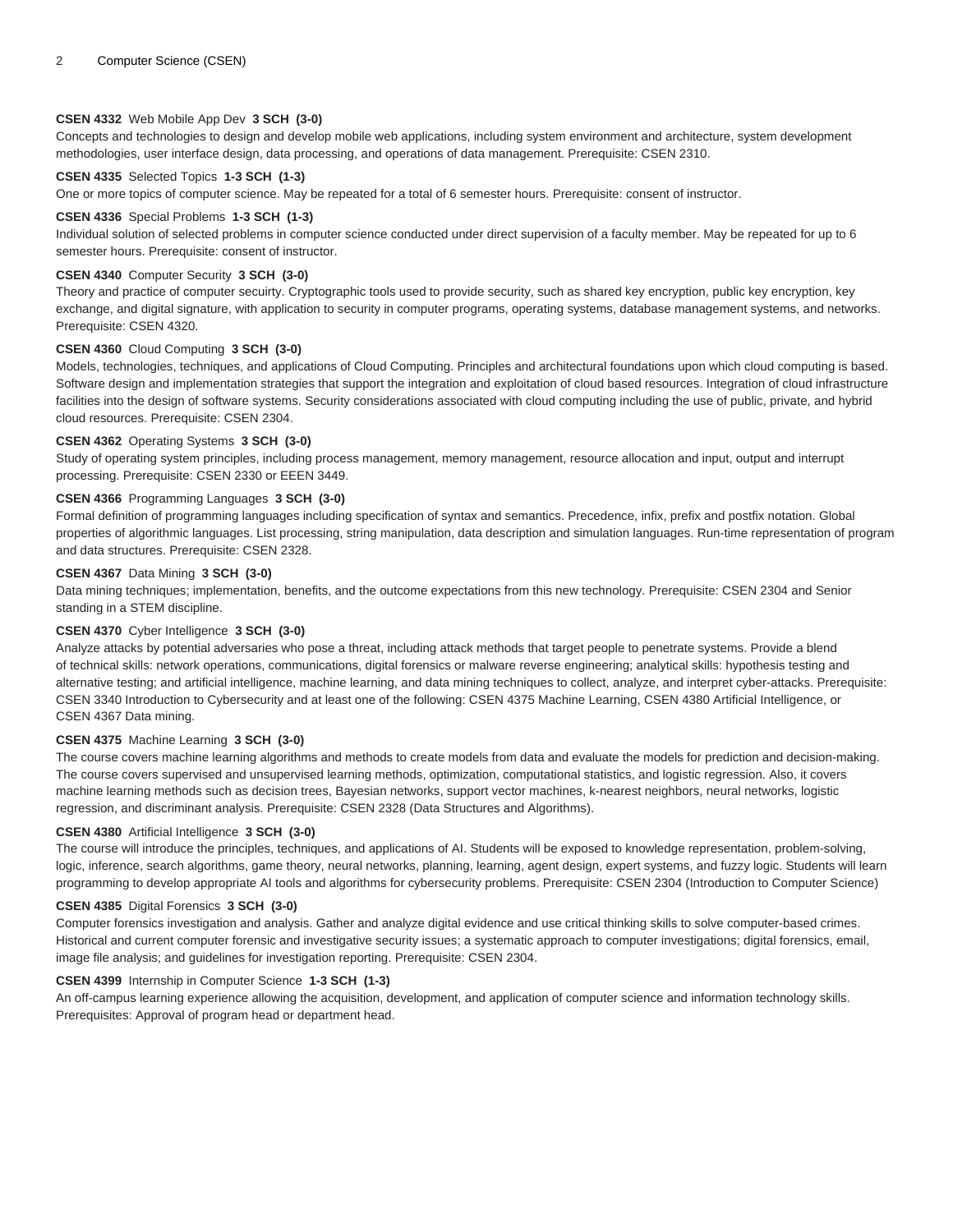**CSEN 4332** Web Mobile App Dev **3 SCH (3-0)**
Concepts and technologies to design and develop mobile web applications, including system environment and architecture, system development methodologies, user interface design, data processing, and operations of data management. Prerequisite: CSEN 2310.

**CSEN 4335** Selected Topics **1-3 SCH (1-3)**
One or more topics of computer science. May be repeated for a total of 6 semester hours. Prerequisite: consent of instructor.

**CSEN 4336** Special Problems **1-3 SCH (1-3)**
Individual solution of selected problems in computer science conducted under direct supervision of a faculty member. May be repeated for up to 6 semester hours. Prerequisite: consent of instructor.

**CSEN 4340** Computer Security **3 SCH (3-0)**
Theory and practice of computer secuirty. Cryptographic tools used to provide security, such as shared key encryption, public key encryption, key exchange, and digital signature, with application to security in computer programs, operating systems, database management systems, and networks. Prerequisite: CSEN 4320.

**CSEN 4360** Cloud Computing **3 SCH (3-0)**
Models, technologies, techniques, and applications of Cloud Computing. Principles and architectural foundations upon which cloud computing is based. Software design and implementation strategies that support the integration and exploitation of cloud based resources. Integration of cloud infrastructure facilities into the design of software systems. Security considerations associated with cloud computing including the use of public, private, and hybrid cloud resources. Prerequisite: CSEN 2304.

**CSEN 4362** Operating Systems **3 SCH (3-0)**
Study of operating system principles, including process management, memory management, resource allocation and input, output and interrupt processing. Prerequisite: CSEN 2330 or EEEN 3449.

**CSEN 4366** Programming Languages **3 SCH (3-0)**
Formal definition of programming languages including specification of syntax and semantics. Precedence, infix, prefix and postfix notation. Global properties of algorithmic languages. List processing, string manipulation, data description and simulation languages. Run-time representation of program and data structures. Prerequisite: CSEN 2328.

**CSEN 4367** Data Mining **3 SCH (3-0)**
Data mining techniques; implementation, benefits, and the outcome expectations from this new technology. Prerequisite: CSEN 2304 and Senior standing in a STEM discipline.

**CSEN 4370** Cyber Intelligence **3 SCH (3-0)**
Analyze attacks by potential adversaries who pose a threat, including attack methods that target people to penetrate systems. Provide a blend of technical skills: network operations, communications, digital forensics or malware reverse engineering; analytical skills: hypothesis testing and alternative testing; and artificial intelligence, machine learning, and data mining techniques to collect, analyze, and interpret cyber-attacks. Prerequisite: CSEN 3340 Introduction to Cybersecurity and at least one of the following: CSEN 4375 Machine Learning, CSEN 4380 Artificial Intelligence, or CSEN 4367 Data mining.

**CSEN 4375** Machine Learning **3 SCH (3-0)**
The course covers machine learning algorithms and methods to create models from data and evaluate the models for prediction and decision-making. The course covers supervised and unsupervised learning methods, optimization, computational statistics, and logistic regression. Also, it covers machine learning methods such as decision trees, Bayesian networks, support vector machines, k-nearest neighbors, neural networks, logistic regression, and discriminant analysis. Prerequisite: CSEN 2328 (Data Structures and Algorithms).

**CSEN 4380** Artificial Intelligence **3 SCH (3-0)**
The course will introduce the principles, techniques, and applications of AI. Students will be exposed to knowledge representation, problem-solving, logic, inference, search algorithms, game theory, neural networks, planning, learning, agent design, expert systems, and fuzzy logic. Students will learn programming to develop appropriate AI tools and algorithms for cybersecurity problems. Prerequisite: CSEN 2304 (Introduction to Computer Science)

**CSEN 4385** Digital Forensics **3 SCH (3-0)**
Computer forensics investigation and analysis. Gather and analyze digital evidence and use critical thinking skills to solve computer-based crimes. Historical and current computer forensic and investigative security issues; a systematic approach to computer investigations; digital forensics, email, image file analysis; and guidelines for investigation reporting. Prerequisite: CSEN 2304.

**CSEN 4399** Internship in Computer Science **1-3 SCH (1-3)**
An off-campus learning experience allowing the acquisition, development, and application of computer science and information technology skills. Prerequisites: Approval of program head or department head.